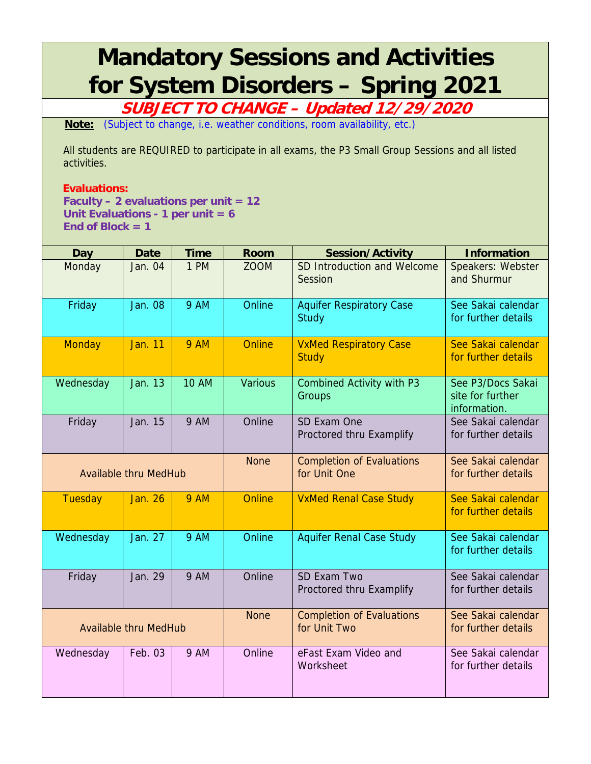# Mandatory Sessions and Activities for System Disorders – Spring 2021

**SUBJECT TO CHANGE – Updated 12/29/2020**

**Note:** (Subject to change, i.e. weather conditions, room availability, etc.)

All students are REQUIRED to participate in all exams, the P3 Small Group Sessions and all listed activities.

**Evaluations:**
**Faculty – 2 evaluations per unit = 12**
**Unit Evaluations - 1 per unit = 6**
**End of Block = 1**

| Day | Date | Time | Room | Session/Activity | Information |
|---|---|---|---|---|---|
| Monday | Jan. 04 | 1 PM | ZOOM | SD Introduction and Welcome Session | Speakers: Webster and Shurmur |
| Friday | Jan. 08 | 9 AM | Online | Aquifer Respiratory Case Study | See Sakai calendar for further details |
| Monday | Jan. 11 | 9 AM | Online | VxMed Respiratory Case Study | See Sakai calendar for further details |
| Wednesday | Jan. 13 | 10 AM | Various | Combined Activity with P3 Groups | See P3/Docs Sakai site for further information. |
| Friday | Jan. 15 | 9 AM | Online | SD Exam One<br>Proctored thru Examplify | See Sakai calendar for further details |
| Available thru MedHub | | | None | Completion of Evaluations for Unit One | See Sakai calendar for further details |
| Tuesday | Jan. 26 | 9 AM | Online | VxMed Renal Case Study | See Sakai calendar for further details |
| Wednesday | Jan. 27 | 9 AM | Online | Aquifer Renal Case Study | See Sakai calendar for further details |
| Friday | Jan. 29 | 9 AM | Online | SD Exam Two<br>Proctored thru Examplify | See Sakai calendar for further details |
| Available thru MedHub | | | None | Completion of Evaluations for Unit Two | See Sakai calendar for further details |
| Wednesday | Feb. 03 | 9 AM | Online | eFast Exam Video and Worksheet | See Sakai calendar for further details |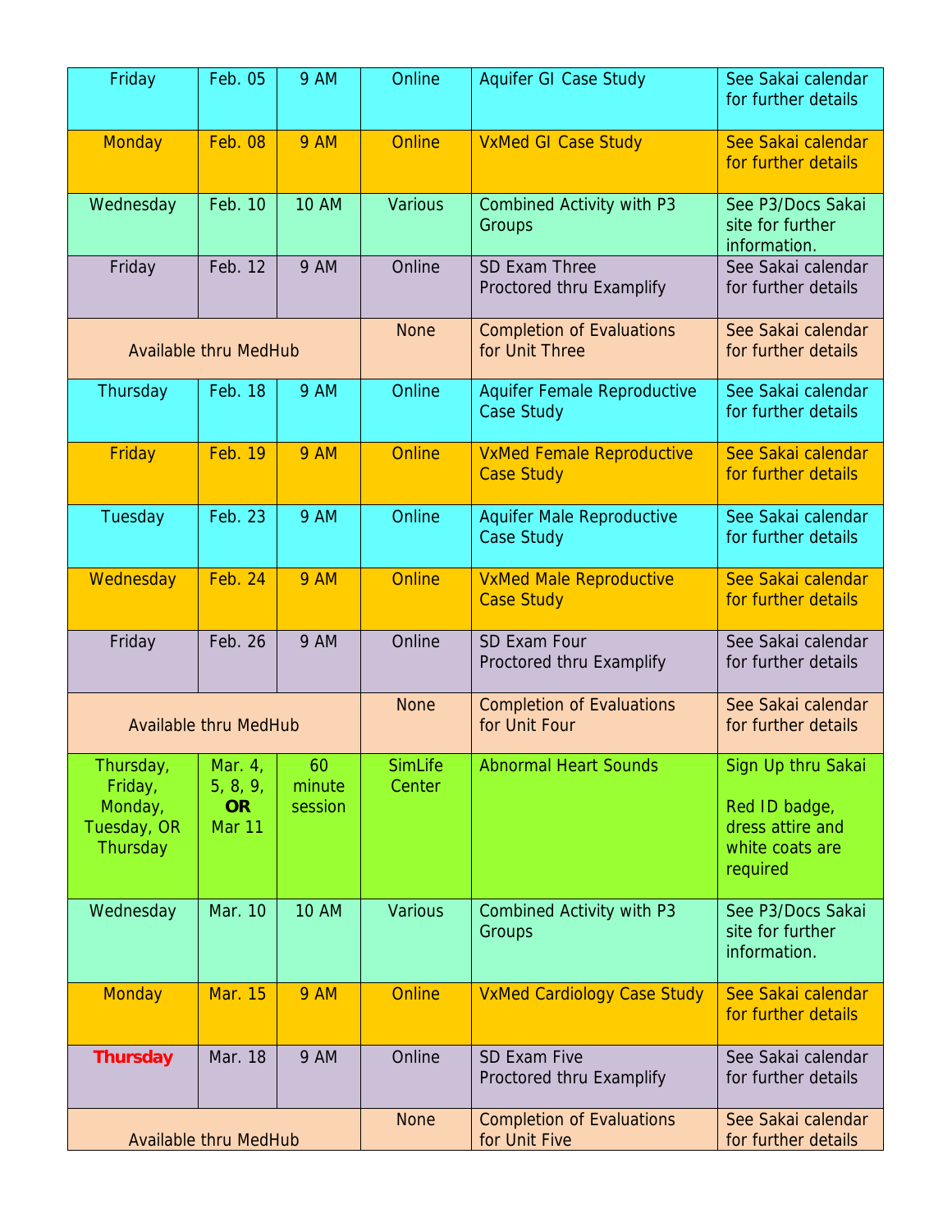| Friday | Feb. 05 | 9 AM | Online | Aquifer GI Case Study | See Sakai calendar for further details |
|---|---|---|---|---|---|
| Monday | Feb. 08 | 9 AM | Online | VxMed GI Case Study | See Sakai calendar for further details |
| Wednesday | Feb. 10 | 10 AM | Various | Combined Activity with P3 Groups | See P3/Docs Sakai site for further information. |
| Friday | Feb. 12 | 9 AM | Online | SD Exam Three<br>Proctored thru Examplify | See Sakai calendar for further details |
| Available thru MedHub | | | None | Completion of Evaluations for Unit Three | See Sakai calendar for further details |
| Thursday | Feb. 18 | 9 AM | Online | Aquifer Female Reproductive Case Study | See Sakai calendar for further details |
| Friday | Feb. 19 | 9 AM | Online | VxMed Female Reproductive Case Study | See Sakai calendar for further details |
| Tuesday | Feb. 23 | 9 AM | Online | Aquifer Male Reproductive Case Study | See Sakai calendar for further details |
| Wednesday | Feb. 24 | 9 AM | Online | VxMed Male Reproductive Case Study | See Sakai calendar for further details |
| Friday | Feb. 26 | 9 AM | Online | SD Exam Four<br>Proctored thru Examplify | See Sakai calendar for further details |
| Available thru MedHub | | | None | Completion of Evaluations for Unit Four | See Sakai calendar for further details |
| Thursday, Friday, Monday, Tuesday, OR Thursday | Mar. 4, 5, 8, 9, **OR** Mar 11 | 60 minute session | SimLife Center | Abnormal Heart Sounds | Sign Up thru Sakai<br><br>Red ID badge, dress attire and white coats are required |
| Wednesday | Mar. 10 | 10 AM | Various | Combined Activity with P3 Groups | See P3/Docs Sakai site for further information. |
| Monday | Mar. 15 | 9 AM | Online | VxMed Cardiology Case Study | See Sakai calendar for further details |
| **Thursday** | Mar. 18 | 9 AM | Online | SD Exam Five<br>Proctored thru Examplify | See Sakai calendar for further details |
| Available thru MedHub | | | None | Completion of Evaluations for Unit Five | See Sakai calendar for further details |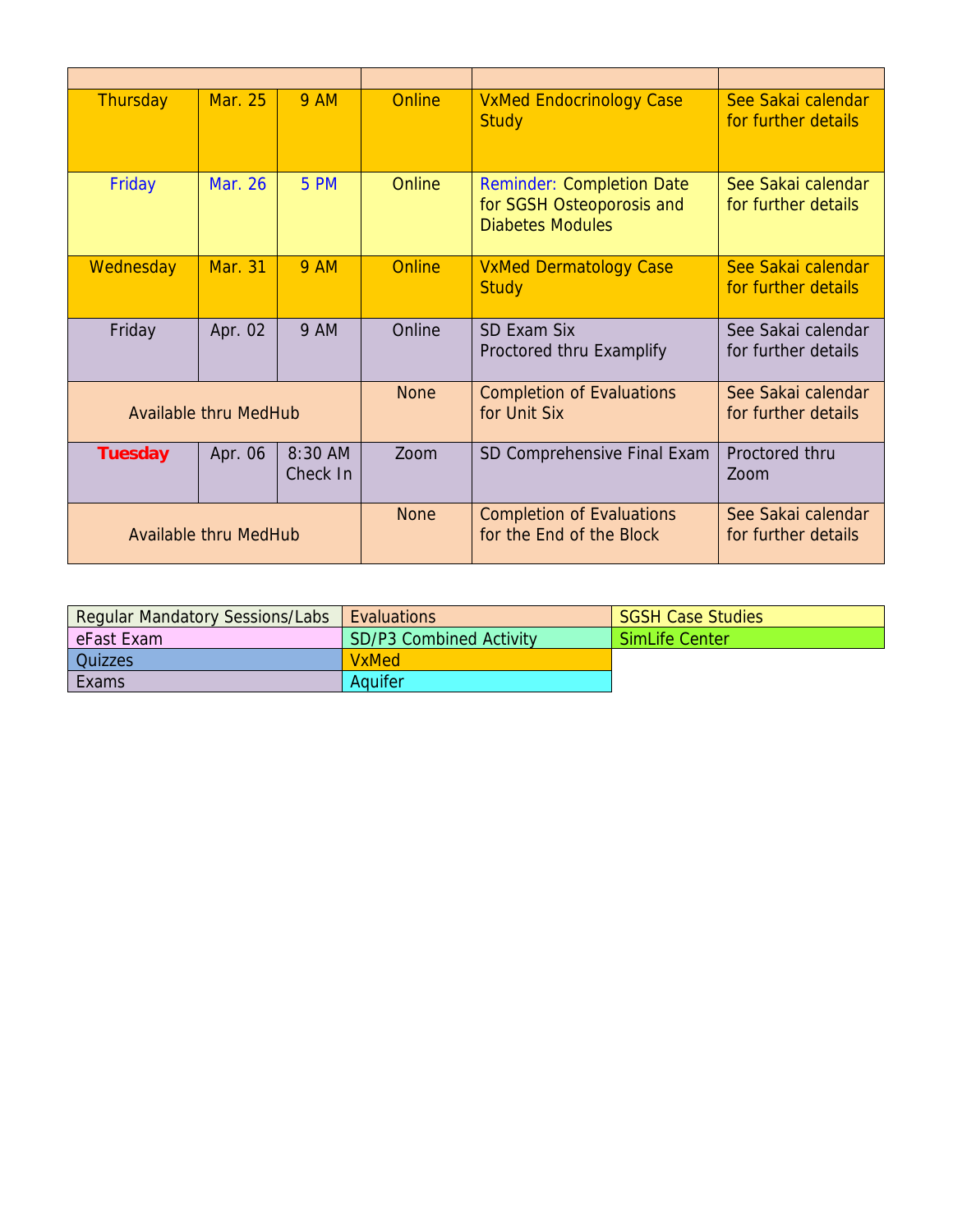| | | | | | |
|---|---|---|---|---|---|
| Thursday | Mar. 25 | 9 AM | Online | VxMed Endocrinology Case Study | See Sakai calendar for further details |
| Friday | Mar. 26 | 5 PM | Online | Reminder: Completion Date for SGSH Osteoporosis and Diabetes Modules | See Sakai calendar for further details |
| Wednesday | Mar. 31 | 9 AM | Online | VxMed Dermatology Case Study | See Sakai calendar for further details |
| Friday | Apr. 02 | 9 AM | Online | SD Exam Six Proctored thru Examplify | See Sakai calendar for further details |
| Available thru MedHub | | | None | Completion of Evaluations for Unit Six | See Sakai calendar for further details |
| **Tuesday** | Apr. 06 | 8:30 AM Check In | Zoom | SD Comprehensive Final Exam | Proctored thru Zoom |
| Available thru MedHub | | | None | Completion of Evaluations for the End of the Block | See Sakai calendar for further details |

| | | |
|---|---|---|
| Regular Mandatory Sessions/Labs | Evaluations | SGSH Case Studies |
| eFast Exam | SD/P3 Combined Activity | SimLife Center |
| Quizzes | VxMed | |
| Exams | Aquifer | |